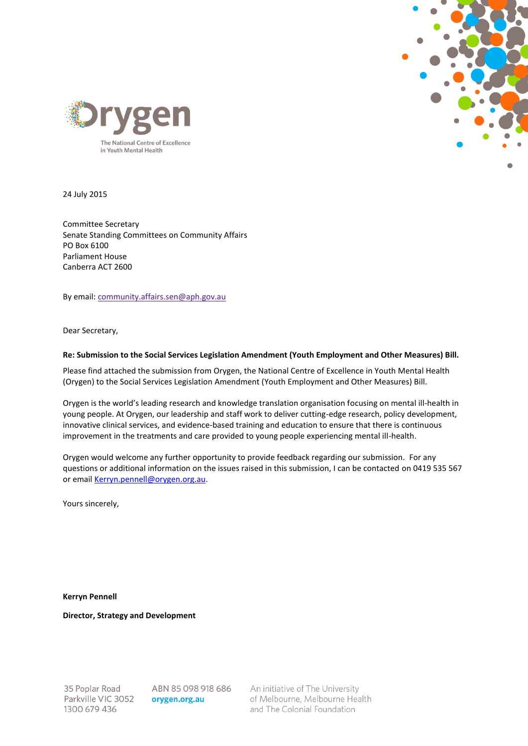Orygen

The National Centre of Excellence in Youth Mental Health

24 July 2015

Committee Secretary
Senate Standing Committees on Community Affairs
PO Box 6100
Parliament House
Canberra ACT 2600

By email: community.affairs.sen@aph.gov.au

Dear Secretary,

**Re: Submission to the Social Services Legislation Amendment (Youth Employment and Other Measures) Bill.**

Please find attached the submission from Orygen, the National Centre of Excellence in Youth Mental Health (Orygen) to the Social Services Legislation Amendment (Youth Employment and Other Measures) Bill.

Orygen is the world's leading research and knowledge translation organisation focusing on mental ill-health in young people. At Orygen, our leadership and staff work to deliver cutting-edge research, policy development, innovative clinical services, and evidence-based training and education to ensure that there is continuous improvement in the treatments and care provided to young people experiencing mental ill-health.

Orygen would welcome any further opportunity to provide feedback regarding our submission. For any questions or additional information on the issues raised in this submission, I can be contacted on 0419 535 567 or email Kerryn.pennell@orygen.org.au.

Yours sincerely,

**Kerryn Pennell**

**Director, Strategy and Development**

35 Poplar Road
Parkville VIC 3052
1300 679 436

ABN 85 098 918 686
orygen.org.au

An initiative of The University of Melbourne, Melbourne Health and The Colonial Foundation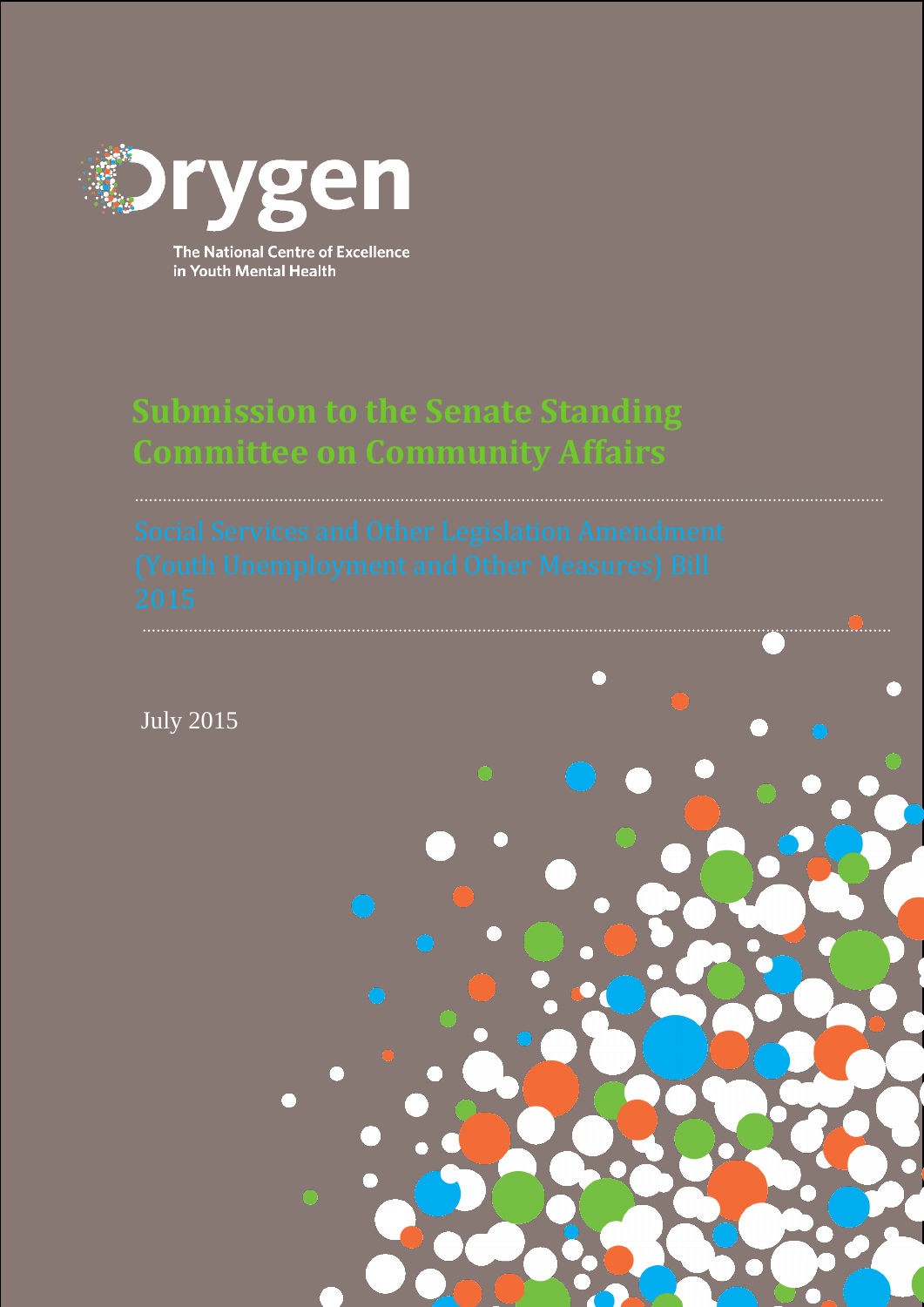Orygen

The National Centre of Excellence in Youth Mental Health

# Submission to the Senate Standing Committee on Community Affairs

## Social Services and Other Legislation Amendment (Youth Unemployment and Other Measures) Bill 2015

July 2015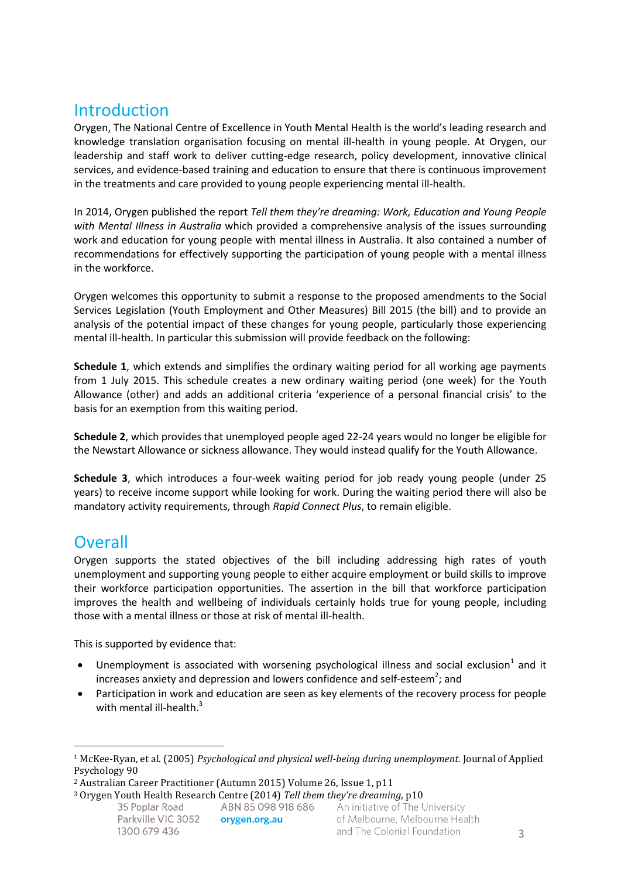## Introduction

Orygen, The National Centre of Excellence in Youth Mental Health is the world's leading research and knowledge translation organisation focusing on mental ill-health in young people. At Orygen, our leadership and staff work to deliver cutting-edge research, policy development, innovative clinical services, and evidence-based training and education to ensure that there is continuous improvement in the treatments and care provided to young people experiencing mental ill-health.

In 2014, Orygen published the report *Tell them they're dreaming: Work, Education and Young People with Mental Illness in Australia* which provided a comprehensive analysis of the issues surrounding work and education for young people with mental illness in Australia. It also contained a number of recommendations for effectively supporting the participation of young people with a mental illness in the workforce.

Orygen welcomes this opportunity to submit a response to the proposed amendments to the Social Services Legislation (Youth Employment and Other Measures) Bill 2015 (the bill) and to provide an analysis of the potential impact of these changes for young people, particularly those experiencing mental ill-health. In particular this submission will provide feedback on the following:

**Schedule 1**, which extends and simplifies the ordinary waiting period for all working age payments from 1 July 2015. This schedule creates a new ordinary waiting period (one week) for the Youth Allowance (other) and adds an additional criteria 'experience of a personal financial crisis' to the basis for an exemption from this waiting period.

**Schedule 2**, which provides that unemployed people aged 22-24 years would no longer be eligible for the Newstart Allowance or sickness allowance. They would instead qualify for the Youth Allowance.

**Schedule 3**, which introduces a four-week waiting period for job ready young people (under 25 years) to receive income support while looking for work. During the waiting period there will also be mandatory activity requirements, through *Rapid Connect Plus*, to remain eligible.

## Overall

Orygen supports the stated objectives of the bill including addressing high rates of youth unemployment and supporting young people to either acquire employment or build skills to improve their workforce participation opportunities. The assertion in the bill that workforce participation improves the health and wellbeing of individuals certainly holds true for young people, including those with a mental illness or those at risk of mental ill-health.

This is supported by evidence that:

- Unemployment is associated with worsening psychological illness and social exclusion[1] and it increases anxiety and depression and lowers confidence and self-esteem[2]; and
- Participation in work and education are seen as key elements of the recovery process for people with mental ill-health.[3]

---

[1] McKee-Ryan, et al. (2005) *Psychological and physical well-being during unemployment.* Journal of Applied Psychology 90

[2] Australian Career Practitioner (Autumn 2015) Volume 26, Issue 1, p11

[3] Orygen Youth Health Research Centre (2014) *Tell them they're dreaming*, p10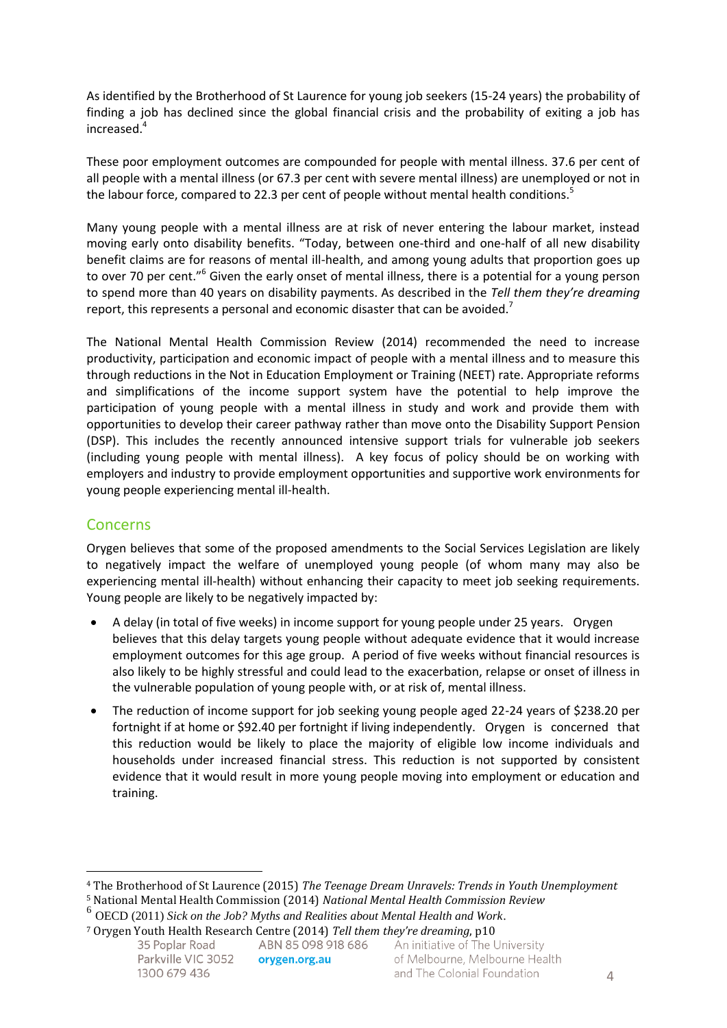As identified by the Brotherhood of St Laurence for young job seekers (15-24 years) the probability of finding a job has declined since the global financial crisis and the probability of exiting a job has increased.[4]

These poor employment outcomes are compounded for people with mental illness. 37.6 per cent of all people with a mental illness (or 67.3 per cent with severe mental illness) are unemployed or not in the labour force, compared to 22.3 per cent of people without mental health conditions.[5]

Many young people with a mental illness are at risk of never entering the labour market, instead moving early onto disability benefits. "Today, between one-third and one-half of all new disability benefit claims are for reasons of mental ill-health, and among young adults that proportion goes up to over 70 per cent."[6] Given the early onset of mental illness, there is a potential for a young person to spend more than 40 years on disability payments. As described in the *Tell them they're dreaming* report, this represents a personal and economic disaster that can be avoided.[7]

The National Mental Health Commission Review (2014) recommended the need to increase productivity, participation and economic impact of people with a mental illness and to measure this through reductions in the Not in Education Employment or Training (NEET) rate. Appropriate reforms and simplifications of the income support system have the potential to help improve the participation of young people with a mental illness in study and work and provide them with opportunities to develop their career pathway rather than move onto the Disability Support Pension (DSP). This includes the recently announced intensive support trials for vulnerable job seekers (including young people with mental illness). A key focus of policy should be on working with employers and industry to provide employment opportunities and supportive work environments for young people experiencing mental ill-health.

## Concerns

Orygen believes that some of the proposed amendments to the Social Services Legislation are likely to negatively impact the welfare of unemployed young people (of whom many may also be experiencing mental ill-health) without enhancing their capacity to meet job seeking requirements. Young people are likely to be negatively impacted by:

- A delay (in total of five weeks) in income support for young people under 25 years. Orygen believes that this delay targets young people without adequate evidence that it would increase employment outcomes for this age group. A period of five weeks without financial resources is also likely to be highly stressful and could lead to the exacerbation, relapse or onset of illness in the vulnerable population of young people with, or at risk of, mental illness.
- The reduction of income support for job seeking young people aged 22-24 years of $238.20 per fortnight if at home or $92.40 per fortnight if living independently. Orygen is concerned that this reduction would be likely to place the majority of eligible low income individuals and households under increased financial stress. This reduction is not supported by consistent evidence that it would result in more young people moving into employment or education and training.

---

[4] The Brotherhood of St Laurence (2015) *The Teenage Dream Unravels: Trends in Youth Unemployment*

[5] National Mental Health Commission (2014) *National Mental Health Commission Review*

[6] OECD (2011) *Sick on the Job? Myths and Realities about Mental Health and Work*.

[7] Orygen Youth Health Research Centre (2014) *Tell them they're dreaming*, p10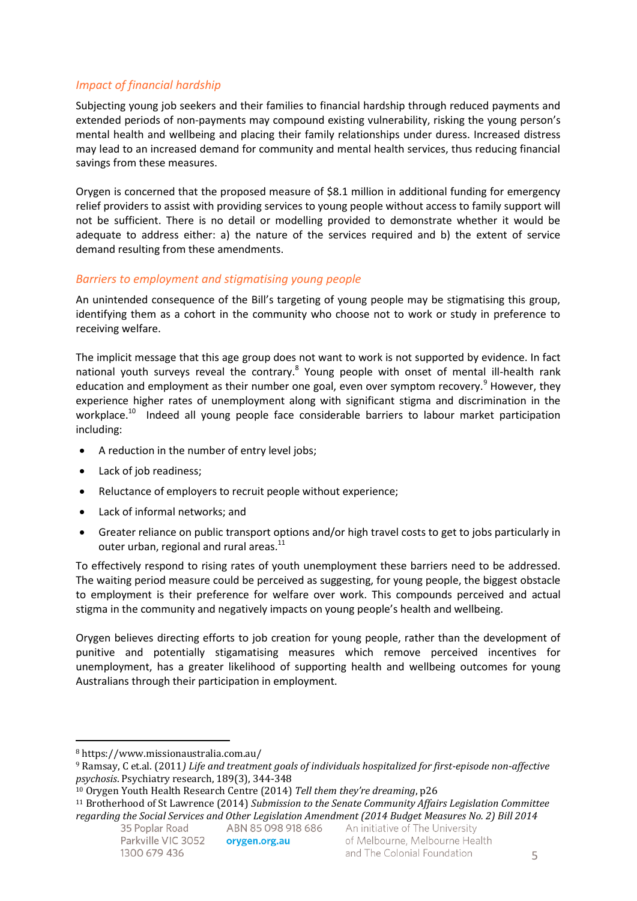### *Impact of financial hardship*

Subjecting young job seekers and their families to financial hardship through reduced payments and extended periods of non-payments may compound existing vulnerability, risking the young person's mental health and wellbeing and placing their family relationships under duress. Increased distress may lead to an increased demand for community and mental health services, thus reducing financial savings from these measures.

Orygen is concerned that the proposed measure of $8.1 million in additional funding for emergency relief providers to assist with providing services to young people without access to family support will not be sufficient. There is no detail or modelling provided to demonstrate whether it would be adequate to address either: a) the nature of the services required and b) the extent of service demand resulting from these amendments.

### *Barriers to employment and stigmatising young people*

An unintended consequence of the Bill's targeting of young people may be stigmatising this group, identifying them as a cohort in the community who choose not to work or study in preference to receiving welfare.

The implicit message that this age group does not want to work is not supported by evidence. In fact national youth surveys reveal the contrary.[8] Young people with onset of mental ill-health rank education and employment as their number one goal, even over symptom recovery.[9] However, they experience higher rates of unemployment along with significant stigma and discrimination in the workplace.[10] Indeed all young people face considerable barriers to labour market participation including:

- A reduction in the number of entry level jobs;
- Lack of job readiness;
- Reluctance of employers to recruit people without experience;
- Lack of informal networks; and
- Greater reliance on public transport options and/or high travel costs to get to jobs particularly in outer urban, regional and rural areas.[11]

To effectively respond to rising rates of youth unemployment these barriers need to be addressed. The waiting period measure could be perceived as suggesting, for young people, the biggest obstacle to employment is their preference for welfare over work. This compounds perceived and actual stigma in the community and negatively impacts on young people's health and wellbeing.

Orygen believes directing efforts to job creation for young people, rather than the development of punitive and potentially stigmatising measures which remove perceived incentives for unemployment, has a greater likelihood of supporting health and wellbeing outcomes for young Australians through their participation in employment.

---

[8] https://www.missionaustralia.com.au/

[9] Ramsay, C et.al. (2011*) Life and treatment goals of individuals hospitalized for first-episode non-affective psychosis*. Psychiatry research, 189(3), 344-348

[10] Orygen Youth Health Research Centre (2014) *Tell them they're dreaming*, p26

[11] Brotherhood of St Lawrence (2014) *Submission to the Senate Community Affairs Legislation Committee regarding the Social Services and Other Legislation Amendment (2014 Budget Measures No. 2) Bill 2014*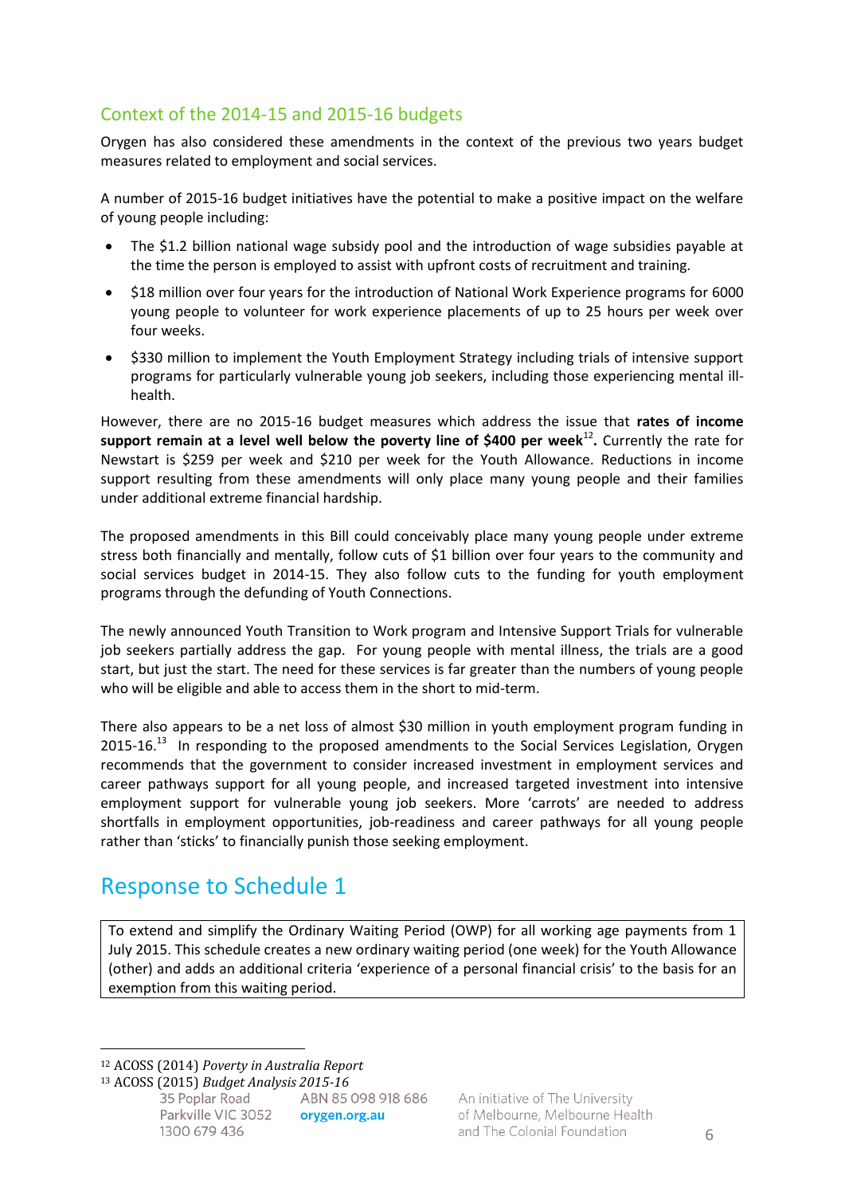## Context of the 2014-15 and 2015-16 budgets

Orygen has also considered these amendments in the context of the previous two years budget measures related to employment and social services.

A number of 2015-16 budget initiatives have the potential to make a positive impact on the welfare of young people including:

- The $1.2 billion national wage subsidy pool and the introduction of wage subsidies payable at the time the person is employed to assist with upfront costs of recruitment and training.
- $18 million over four years for the introduction of National Work Experience programs for 6000 young people to volunteer for work experience placements of up to 25 hours per week over four weeks.
- $330 million to implement the Youth Employment Strategy including trials of intensive support programs for particularly vulnerable young job seekers, including those experiencing mental ill-health.

However, there are no 2015-16 budget measures which address the issue that **rates of income support remain at a level well below the poverty line of $400 per week**[12]**.** Currently the rate for Newstart is $259 per week and $210 per week for the Youth Allowance. Reductions in income support resulting from these amendments will only place many young people and their families under additional extreme financial hardship.

The proposed amendments in this Bill could conceivably place many young people under extreme stress both financially and mentally, follow cuts of $1 billion over four years to the community and social services budget in 2014-15. They also follow cuts to the funding for youth employment programs through the defunding of Youth Connections.

The newly announced Youth Transition to Work program and Intensive Support Trials for vulnerable job seekers partially address the gap. For young people with mental illness, the trials are a good start, but just the start. The need for these services is far greater than the numbers of young people who will be eligible and able to access them in the short to mid-term.

There also appears to be a net loss of almost $30 million in youth employment program funding in 2015-16.[13] In responding to the proposed amendments to the Social Services Legislation, Orygen recommends that the government to consider increased investment in employment services and career pathways support for all young people, and increased targeted investment into intensive employment support for vulnerable young job seekers. More 'carrots' are needed to address shortfalls in employment opportunities, job-readiness and career pathways for all young people rather than 'sticks' to financially punish those seeking employment.

# Response to Schedule 1

| To extend and simplify the Ordinary Waiting Period (OWP) for all working age payments from 1 July 2015. This schedule creates a new ordinary waiting period (one week) for the Youth Allowance (other) and adds an additional criteria 'experience of a personal financial crisis' to the basis for an exemption from this waiting period. |
|---|

[12] ACOSS (2014) *Poverty in Australia Report*

[13] ACOSS (2015) *Budget Analysis 2015-16*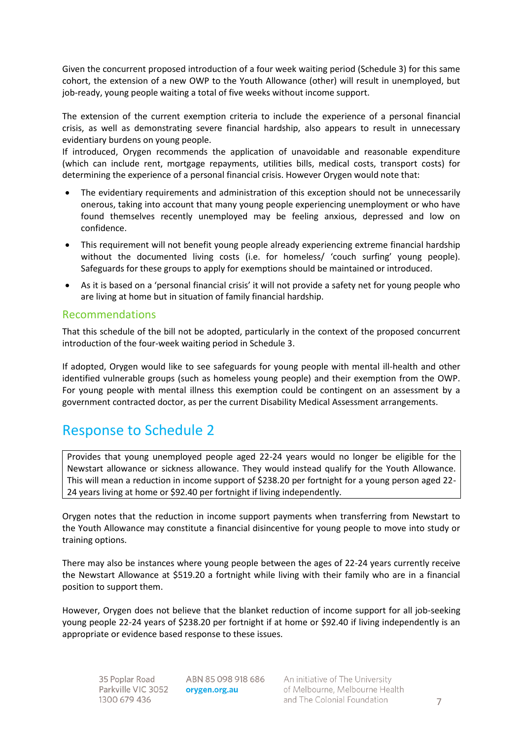Given the concurrent proposed introduction of a four week waiting period (Schedule 3) for this same cohort, the extension of a new OWP to the Youth Allowance (other) will result in unemployed, but job-ready, young people waiting a total of five weeks without income support.

The extension of the current exemption criteria to include the experience of a personal financial crisis, as well as demonstrating severe financial hardship, also appears to result in unnecessary evidentiary burdens on young people.
If introduced, Orygen recommends the application of unavoidable and reasonable expenditure (which can include rent, mortgage repayments, utilities bills, medical costs, transport costs) for determining the experience of a personal financial crisis. However Orygen would note that:

- The evidentiary requirements and administration of this exception should not be unnecessarily onerous, taking into account that many young people experiencing unemployment or who have found themselves recently unemployed may be feeling anxious, depressed and low on confidence.
- This requirement will not benefit young people already experiencing extreme financial hardship without the documented living costs (i.e. for homeless/ 'couch surfing' young people). Safeguards for these groups to apply for exemptions should be maintained or introduced.
- As it is based on a 'personal financial crisis' it will not provide a safety net for young people who are living at home but in situation of family financial hardship.

### Recommendations

That this schedule of the bill not be adopted, particularly in the context of the proposed concurrent introduction of the four-week waiting period in Schedule 3.

If adopted, Orygen would like to see safeguards for young people with mental ill-health and other identified vulnerable groups (such as homeless young people) and their exemption from the OWP. For young people with mental illness this exemption could be contingent on an assessment by a government contracted doctor, as per the current Disability Medical Assessment arrangements.

## Response to Schedule 2

| Provides that young unemployed people aged 22-24 years would no longer be eligible for the Newstart allowance or sickness allowance. They would instead qualify for the Youth Allowance. This will mean a reduction in income support of $238.20 per fortnight for a young person aged 22-24 years living at home or $92.40 per fortnight if living independently. |
|---|

Orygen notes that the reduction in income support payments when transferring from Newstart to the Youth Allowance may constitute a financial disincentive for young people to move into study or training options.

There may also be instances where young people between the ages of 22-24 years currently receive the Newstart Allowance at $519.20 a fortnight while living with their family who are in a financial position to support them.

However, Orygen does not believe that the blanket reduction of income support for all job-seeking young people 22-24 years of $238.20 per fortnight if at home or $92.40 if living independently is an appropriate or evidence based response to these issues.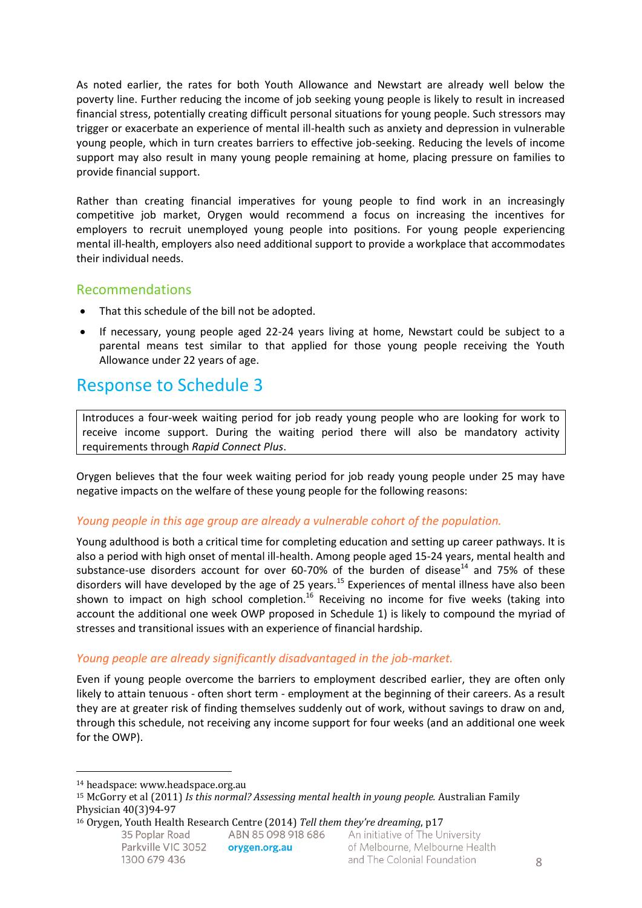As noted earlier, the rates for both Youth Allowance and Newstart are already well below the poverty line. Further reducing the income of job seeking young people is likely to result in increased financial stress, potentially creating difficult personal situations for young people. Such stressors may trigger or exacerbate an experience of mental ill-health such as anxiety and depression in vulnerable young people, which in turn creates barriers to effective job-seeking. Reducing the levels of income support may also result in many young people remaining at home, placing pressure on families to provide financial support.

Rather than creating financial imperatives for young people to find work in an increasingly competitive job market, Orygen would recommend a focus on increasing the incentives for employers to recruit unemployed young people into positions. For young people experiencing mental ill-health, employers also need additional support to provide a workplace that accommodates their individual needs.

### Recommendations

- That this schedule of the bill not be adopted.
- If necessary, young people aged 22-24 years living at home, Newstart could be subject to a parental means test similar to that applied for those young people receiving the Youth Allowance under 22 years of age.

## Response to Schedule 3

| Introduces a four-week waiting period for job ready young people who are looking for work to receive income support. During the waiting period there will also be mandatory activity requirements through *Rapid Connect Plus*. |
|---|

Orygen believes that the four week waiting period for job ready young people under 25 may have negative impacts on the welfare of these young people for the following reasons:

### *Young people in this age group are already a vulnerable cohort of the population.*

Young adulthood is both a critical time for completing education and setting up career pathways. It is also a period with high onset of mental ill-health. Among people aged 15-24 years, mental health and substance-use disorders account for over 60-70% of the burden of disease[14] and 75% of these disorders will have developed by the age of 25 years.[15] Experiences of mental illness have also been shown to impact on high school completion.[16] Receiving no income for five weeks (taking into account the additional one week OWP proposed in Schedule 1) is likely to compound the myriad of stresses and transitional issues with an experience of financial hardship.

### *Young people are already significantly disadvantaged in the job-market.*

Even if young people overcome the barriers to employment described earlier, they are often only likely to attain tenuous - often short term - employment at the beginning of their careers. As a result they are at greater risk of finding themselves suddenly out of work, without savings to draw on and, through this schedule, not receiving any income support for four weeks (and an additional one week for the OWP).

---

[14] headspace: www.headspace.org.au

[15] McGorry et al (2011) *Is this normal? Assessing mental health in young people.* Australian Family Physician 40(3)94-97

[16] Orygen, Youth Health Research Centre (2014) *Tell them they're dreaming*, p17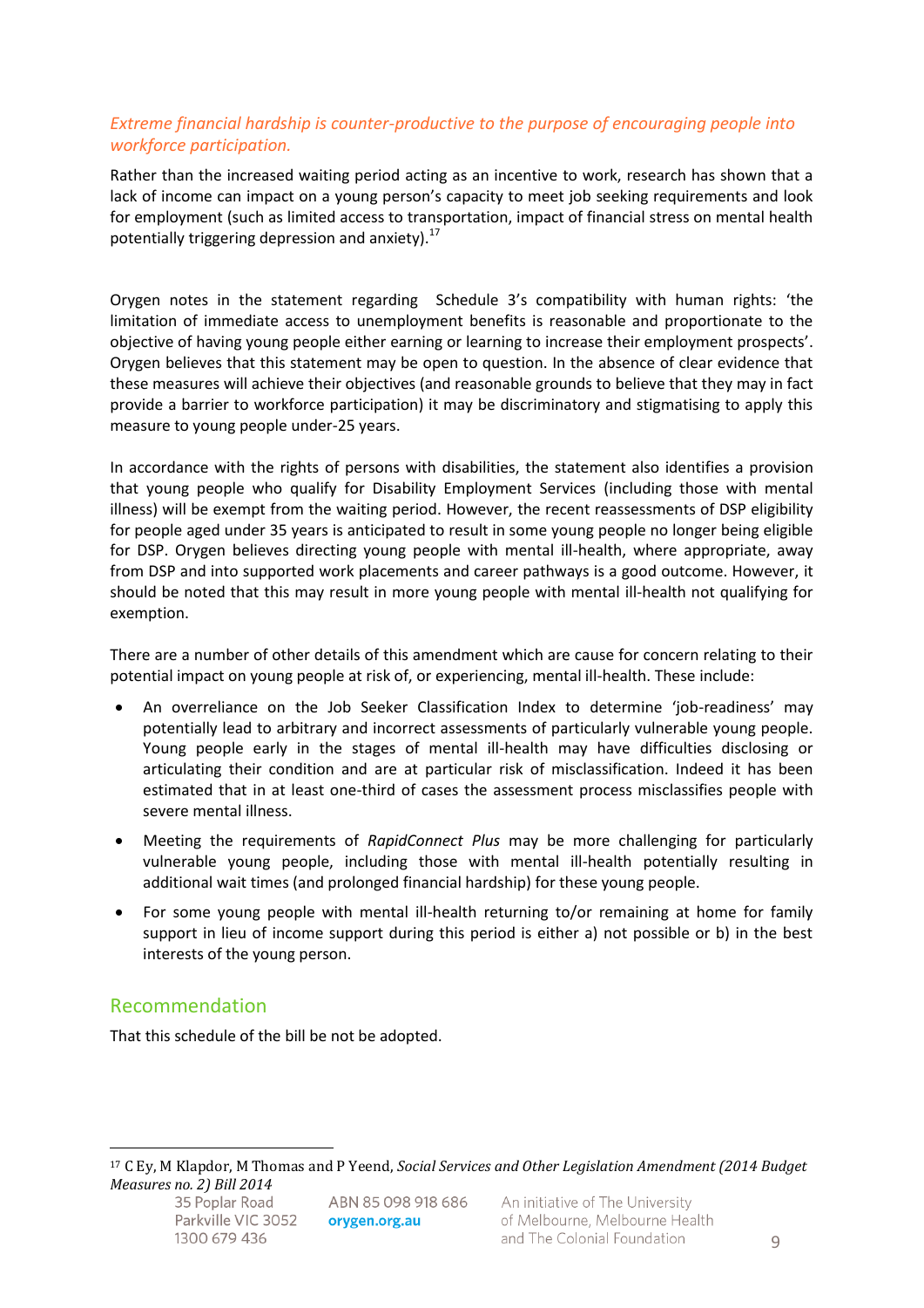*Extreme financial hardship is counter-productive to the purpose of encouraging people into workforce participation.*

Rather than the increased waiting period acting as an incentive to work, research has shown that a lack of income can impact on a young person's capacity to meet job seeking requirements and look for employment (such as limited access to transportation, impact of financial stress on mental health potentially triggering depression and anxiety).[17]

Orygen notes in the statement regarding Schedule 3's compatibility with human rights: 'the limitation of immediate access to unemployment benefits is reasonable and proportionate to the objective of having young people either earning or learning to increase their employment prospects'. Orygen believes that this statement may be open to question. In the absence of clear evidence that these measures will achieve their objectives (and reasonable grounds to believe that they may in fact provide a barrier to workforce participation) it may be discriminatory and stigmatising to apply this measure to young people under-25 years.

In accordance with the rights of persons with disabilities, the statement also identifies a provision that young people who qualify for Disability Employment Services (including those with mental illness) will be exempt from the waiting period. However, the recent reassessments of DSP eligibility for people aged under 35 years is anticipated to result in some young people no longer being eligible for DSP. Orygen believes directing young people with mental ill-health, where appropriate, away from DSP and into supported work placements and career pathways is a good outcome. However, it should be noted that this may result in more young people with mental ill-health not qualifying for exemption.

There are a number of other details of this amendment which are cause for concern relating to their potential impact on young people at risk of, or experiencing, mental ill-health. These include:

- An overreliance on the Job Seeker Classification Index to determine 'job-readiness' may potentially lead to arbitrary and incorrect assessments of particularly vulnerable young people. Young people early in the stages of mental ill-health may have difficulties disclosing or articulating their condition and are at particular risk of misclassification. Indeed it has been estimated that in at least one-third of cases the assessment process misclassifies people with severe mental illness.
- Meeting the requirements of *RapidConnect Plus* may be more challenging for particularly vulnerable young people, including those with mental ill-health potentially resulting in additional wait times (and prolonged financial hardship) for these young people.
- For some young people with mental ill-health returning to/or remaining at home for family support in lieu of income support during this period is either a) not possible or b) in the best interests of the young person.

## Recommendation

That this schedule of the bill be not be adopted.

[17] C Ey, M Klapdor, M Thomas and P Yeend, *Social Services and Other Legislation Amendment (2014 Budget Measures no. 2) Bill 2014*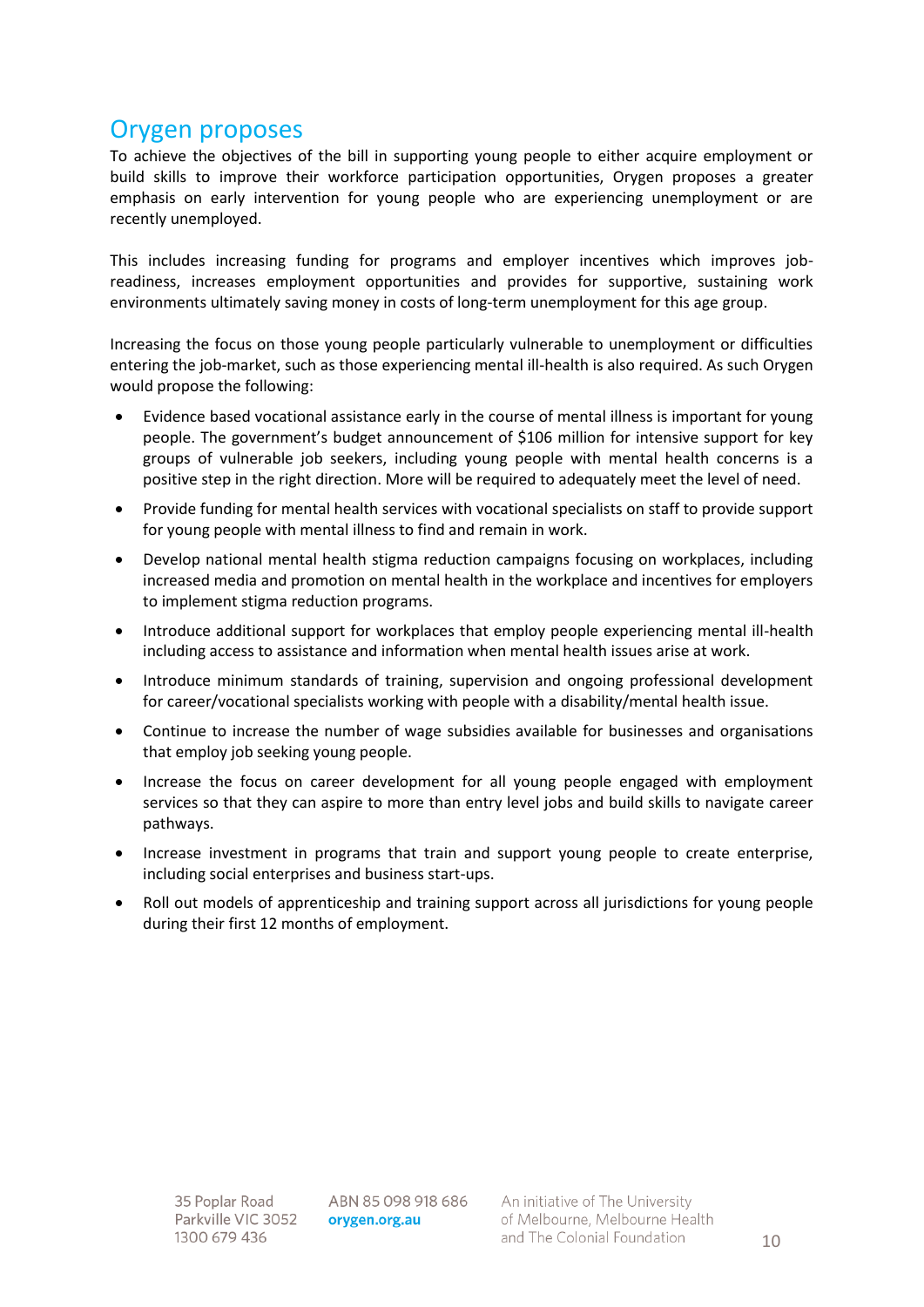## Orygen proposes

To achieve the objectives of the bill in supporting young people to either acquire employment or build skills to improve their workforce participation opportunities, Orygen proposes a greater emphasis on early intervention for young people who are experiencing unemployment or are recently unemployed.

This includes increasing funding for programs and employer incentives which improves job-readiness, increases employment opportunities and provides for supportive, sustaining work environments ultimately saving money in costs of long-term unemployment for this age group.

Increasing the focus on those young people particularly vulnerable to unemployment or difficulties entering the job-market, such as those experiencing mental ill-health is also required. As such Orygen would propose the following:

- Evidence based vocational assistance early in the course of mental illness is important for young people. The government's budget announcement of $106 million for intensive support for key groups of vulnerable job seekers, including young people with mental health concerns is a positive step in the right direction. More will be required to adequately meet the level of need.
- Provide funding for mental health services with vocational specialists on staff to provide support for young people with mental illness to find and remain in work.
- Develop national mental health stigma reduction campaigns focusing on workplaces, including increased media and promotion on mental health in the workplace and incentives for employers to implement stigma reduction programs.
- Introduce additional support for workplaces that employ people experiencing mental ill-health including access to assistance and information when mental health issues arise at work.
- Introduce minimum standards of training, supervision and ongoing professional development for career/vocational specialists working with people with a disability/mental health issue.
- Continue to increase the number of wage subsidies available for businesses and organisations that employ job seeking young people.
- Increase the focus on career development for all young people engaged with employment services so that they can aspire to more than entry level jobs and build skills to navigate career pathways.
- Increase investment in programs that train and support young people to create enterprise, including social enterprises and business start-ups.
- Roll out models of apprenticeship and training support across all jurisdictions for young people during their first 12 months of employment.